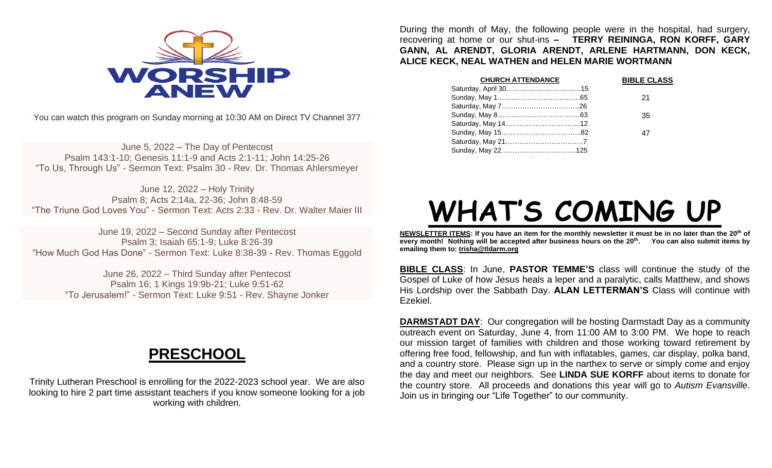WORSHIP ANEW

You can watch this program on Sunday morning at 10:30 AM on Direct TV Channel 377

June 5, 2022 – The Day of Pentecost
Psalm 143:1-10; Genesis 11:1-9 and Acts 2:1-11; John 14:25-26
"To Us, Through Us" - Sermon Text: Psalm 30 - Rev. Dr. Thomas Ahlersmeyer

June 12, 2022 – Holy Trinity
Psalm 8; Acts 2:14a, 22-36; John 8:48-59
"The Triune God Loves You" - Sermon Text: Acts 2:33 - Rev. Dr. Walter Maier III

June 19, 2022 – Second Sunday after Pentecost
Psalm 3; Isaiah 65:1-9; Luke 8:26-39
"How Much God Has Done" - Sermon Text: Luke 8:38-39 - Rev. Thomas Eggold

June 26, 2022 – Third Sunday after Pentecost
Psalm 16; 1 Kings 19:9b-21; Luke 9:51-62
"To Jerusalem!" - Sermon Text: Luke 9:51 - Rev. Shayne Jonker

## PRESCHOOL

Trinity Lutheran Preschool is enrolling for the 2022-2023 school year. We are also looking to hire 2 part time assistant teachers if you know someone looking for a job working with children.

During the month of May, the following people were in the hospital, had surgery, recovering at home or our shut-ins – **TERRY REININGA, RON KORFF, GARY GANN, AL ARENDT, GLORIA ARENDT, ARLENE HARTMANN, DON KECK, ALICE KECK, NEAL WATHEN and HELEN MARIE WORTMANN**

| CHURCH ATTENDANCE | | BIBLE CLASS |
|---|---|---|
| Saturday, April 30 | 15 | |
| Sunday, May 1 | 65 | 21 |
| Saturday, May 7 | 26 | |
| Sunday, May 8 | 63 | 35 |
| Saturday, May 14 | 12 | |
| Sunday, May 15 | 82 | 47 |
| Saturday, May 21 | 7 | |
| Sunday, May 22 | 125 | |

# WHAT'S COMING UP

**NEWSLETTER ITEMS: If you have an item for the monthly newsletter it must be in no later than the 20th of every month! Nothing will be accepted after business hours on the 20th. You can also submit items by emailing them to: trisha@tldarm.org**

**BIBLE CLASS**: In June, **PASTOR TEMME'S** class will continue the study of the Gospel of Luke of how Jesus heals a leper and a paralytic, calls Matthew, and shows His Lordship over the Sabbath Day. **ALAN LETTERMAN'S** Class will continue with Ezekiel.

**DARMSTADT DAY**: Our congregation will be hosting Darmstadt Day as a community outreach event on Saturday, June 4, from 11:00 AM to 3:00 PM. We hope to reach our mission target of families with children and those working toward retirement by offering free food, fellowship, and fun with inflatables, games, car display, polka band, and a country store. Please sign up in the narthex to serve or simply come and enjoy the day and meet our neighbors. See **LINDA SUE KORFF** about items to donate for the country store. All proceeds and donations this year will go to *Autism Evansville*. Join us in bringing our "Life Together" to our community.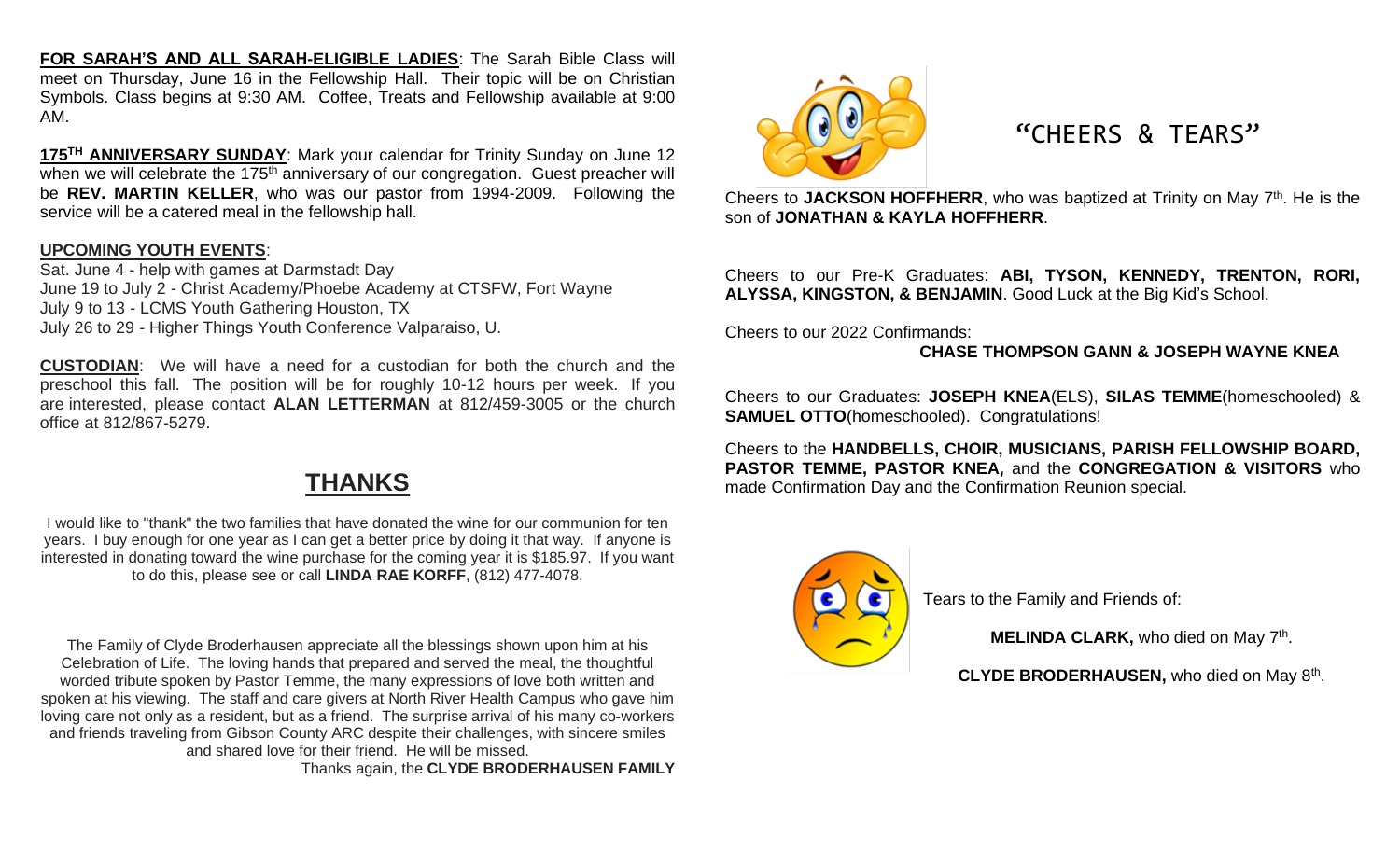**FOR SARAH'S AND ALL SARAH-ELIGIBLE LADIES**: The Sarah Bible Class will meet on Thursday, June 16 in the Fellowship Hall. Their topic will be on Christian Symbols. Class begins at 9:30 AM. Coffee, Treats and Fellowship available at 9:00 AM.

**175TH ANNIVERSARY SUNDAY**: Mark your calendar for Trinity Sunday on June 12 when we will celebrate the 175th anniversary of our congregation. Guest preacher will be **REV. MARTIN KELLER**, who was our pastor from 1994-2009. Following the service will be a catered meal in the fellowship hall.

**UPCOMING YOUTH EVENTS**:

Sat. June 4 - help with games at Darmstadt Day
June 19 to July 2 - Christ Academy/Phoebe Academy at CTSFW, Fort Wayne
July 9 to 13 - LCMS Youth Gathering Houston, TX
July 26 to 29 - Higher Things Youth Conference Valparaiso, U.

**CUSTODIAN**: We will have a need for a custodian for both the church and the preschool this fall. The position will be for roughly 10-12 hours per week. If you are interested, please contact **ALAN LETTERMAN** at 812/459-3005 or the church office at 812/867-5279.

## THANKS

I would like to "thank" the two families that have donated the wine for our communion for ten years. I buy enough for one year as I can get a better price by doing it that way. If anyone is interested in donating toward the wine purchase for the coming year it is $185.97. If you want to do this, please see or call **LINDA RAE KORFF**, (812) 477-4078.

The Family of Clyde Broderhausen appreciate all the blessings shown upon him at his Celebration of Life. The loving hands that prepared and served the meal, the thoughtful worded tribute spoken by Pastor Temme, the many expressions of love both written and spoken at his viewing. The staff and care givers at North River Health Campus who gave him loving care not only as a resident, but as a friend. The surprise arrival of his many co-workers and friends traveling from Gibson County ARC despite their challenges, with sincere smiles and shared love for their friend. He will be missed.

Thanks again, the **CLYDE BRODERHAUSEN FAMILY**

## "CHEERS & TEARS"

Cheers to **JACKSON HOFFHERR**, who was baptized at Trinity on May 7th. He is the son of **JONATHAN & KAYLA HOFFHERR**.

Cheers to our Pre-K Graduates: **ABI, TYSON, KENNEDY, TRENTON, RORI, ALYSSA, KINGSTON, & BENJAMIN**. Good Luck at the Big Kid's School.

Cheers to our 2022 Confirmands:

**CHASE THOMPSON GANN & JOSEPH WAYNE KNEA**

Cheers to our Graduates: **JOSEPH KNEA**(ELS), **SILAS TEMME**(homeschooled) & **SAMUEL OTTO**(homeschooled). Congratulations!

Cheers to the **HANDBELLS, CHOIR, MUSICIANS, PARISH FELLOWSHIP BOARD, PASTOR TEMME, PASTOR KNEA,** and the **CONGREGATION & VISITORS** who made Confirmation Day and the Confirmation Reunion special.

Tears to the Family and Friends of:

**MELINDA CLARK,** who died on May 7th.

**CLYDE BRODERHAUSEN,** who died on May 8th.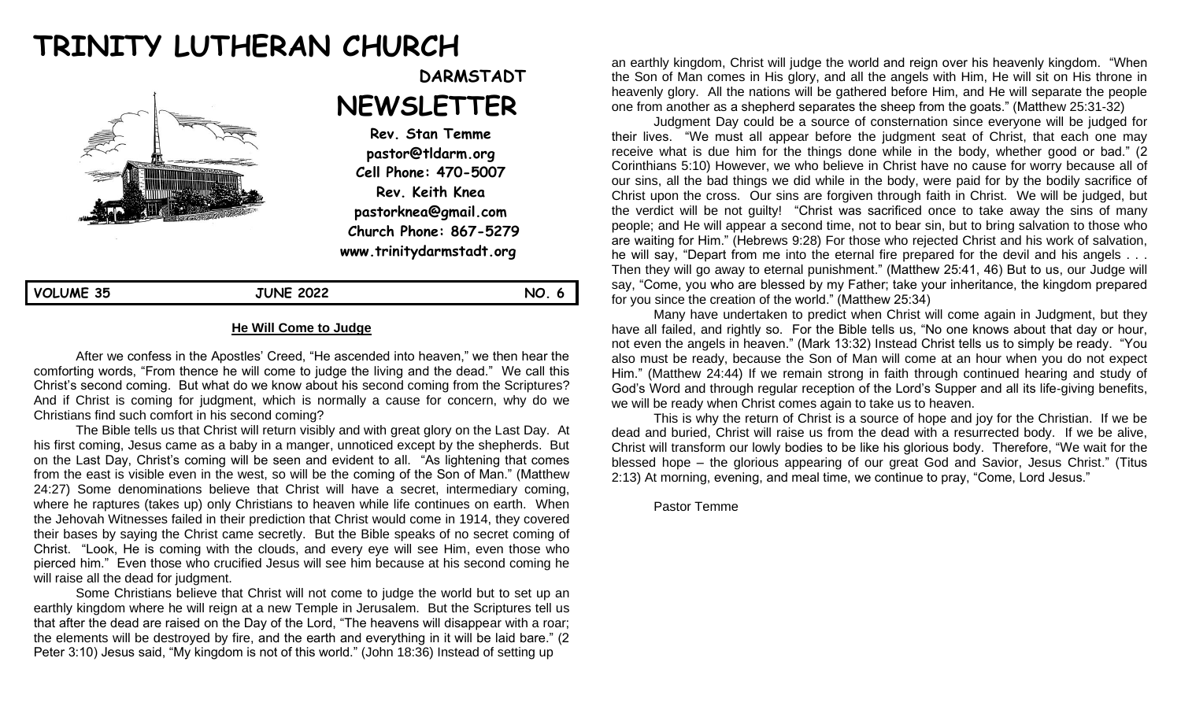# TRINITY LUTHERAN CHURCH

## DARMSTADT NEWSLETTER

**Rev. Stan Temme**
**pastor@tldarm.org**
**Cell Phone: 470-5007**
**Rev. Keith Knea**
**pastorknea@gmail.com**
**Church Phone: 867-5279**
**www.trinitydarmstadt.org**

**VOLUME 35 — JUNE 2022 — NO. 6**

### He Will Come to Judge

After we confess in the Apostles' Creed, "He ascended into heaven," we then hear the comforting words, "From thence he will come to judge the living and the dead." We call this Christ's second coming. But what do we know about his second coming from the Scriptures? And if Christ is coming for judgment, which is normally a cause for concern, why do we Christians find such comfort in his second coming?

The Bible tells us that Christ will return visibly and with great glory on the Last Day. At his first coming, Jesus came as a baby in a manger, unnoticed except by the shepherds. But on the Last Day, Christ's coming will be seen and evident to all. "As lightening that comes from the east is visible even in the west, so will be the coming of the Son of Man." (Matthew 24:27) Some denominations believe that Christ will have a secret, intermediary coming, where he raptures (takes up) only Christians to heaven while life continues on earth. When the Jehovah Witnesses failed in their prediction that Christ would come in 1914, they covered their bases by saying the Christ came secretly. But the Bible speaks of no secret coming of Christ. "Look, He is coming with the clouds, and every eye will see Him, even those who pierced him." Even those who crucified Jesus will see him because at his second coming he will raise all the dead for judgment.

Some Christians believe that Christ will not come to judge the world but to set up an earthly kingdom where he will reign at a new Temple in Jerusalem. But the Scriptures tell us that after the dead are raised on the Day of the Lord, "The heavens will disappear with a roar; the elements will be destroyed by fire, and the earth and everything in it will be laid bare." (2 Peter 3:10) Jesus said, "My kingdom is not of this world." (John 18:36) Instead of setting up an earthly kingdom, Christ will judge the world and reign over his heavenly kingdom. "When the Son of Man comes in His glory, and all the angels with Him, He will sit on His throne in heavenly glory. All the nations will be gathered before Him, and He will separate the people one from another as a shepherd separates the sheep from the goats." (Matthew 25:31-32)

Judgment Day could be a source of consternation since everyone will be judged for their lives. "We must all appear before the judgment seat of Christ, that each one may receive what is due him for the things done while in the body, whether good or bad." (2 Corinthians 5:10) However, we who believe in Christ have no cause for worry because all of our sins, all the bad things we did while in the body, were paid for by the bodily sacrifice of Christ upon the cross. Our sins are forgiven through faith in Christ. We will be judged, but the verdict will be not guilty! "Christ was sacrificed once to take away the sins of many people; and He will appear a second time, not to bear sin, but to bring salvation to those who are waiting for Him." (Hebrews 9:28) For those who rejected Christ and his work of salvation, he will say, "Depart from me into the eternal fire prepared for the devil and his angels . . . Then they will go away to eternal punishment." (Matthew 25:41, 46) But to us, our Judge will say, "Come, you who are blessed by my Father; take your inheritance, the kingdom prepared for you since the creation of the world." (Matthew 25:34)

Many have undertaken to predict when Christ will come again in Judgment, but they have all failed, and rightly so. For the Bible tells us, "No one knows about that day or hour, not even the angels in heaven." (Mark 13:32) Instead Christ tells us to simply be ready. "You also must be ready, because the Son of Man will come at an hour when you do not expect Him." (Matthew 24:44) If we remain strong in faith through continued hearing and study of God's Word and through regular reception of the Lord's Supper and all its life-giving benefits, we will be ready when Christ comes again to take us to heaven.

This is why the return of Christ is a source of hope and joy for the Christian. If we be dead and buried, Christ will raise us from the dead with a resurrected body. If we be alive, Christ will transform our lowly bodies to be like his glorious body. Therefore, "We wait for the blessed hope – the glorious appearing of our great God and Savior, Jesus Christ." (Titus 2:13) At morning, evening, and meal time, we continue to pray, "Come, Lord Jesus."

Pastor Temme